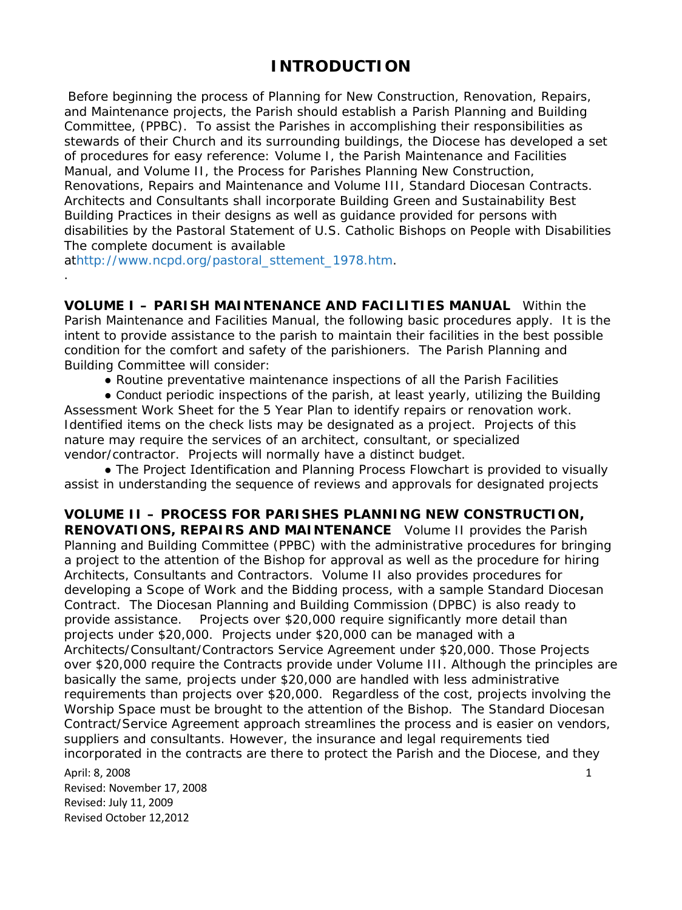# INTRODUCTION

Before beginning the process of Planning for New Construction, Renovation, Repairs, and Maintenance projects, the Parish should establish a Parish Planning and Building Committee, (PPBC). To assist the Parishes in accomplishing their responsibilities as stewards of their Church and its surrounding buildings, the Diocese has developed a set of procedures for easy reference: Volume I, the Parish Maintenance and Facilities Manual, and Volume II, the Process for Parishes Planning New Construction, Renovations, Repairs and Maintenance and Volume III, Standard Diocesan Contracts. Architects and Consultants shall incorporate Building Green and Sustainability Best Building Practices in their designs as well as guidance provided for persons with disabilities by the Pastoral Statement of U.S. Catholic Bishops on People with Disabilities The complete document is available athttp://www.ncpd.org/pastoral_sttement_1978.htm.

.

**VOLUME I – PARISH MAINTENANCE AND FACILITIES MANUAL** Within the Parish Maintenance and Facilities Manual, the following basic procedures apply. It is the intent to provide assistance to the parish to maintain their facilities in the best possible condition for the comfort and safety of the parishioners. The Parish Planning and Building Committee will consider:

- Routine preventative maintenance inspections of all the Parish Facilities
- Conduct periodic inspections of the parish, at least yearly, utilizing the Building Assessment Work Sheet for the 5 Year Plan to identify repairs or renovation work. Identified items on the check lists may be designated as a project. Projects of this nature may require the services of an architect, consultant, or specialized vendor/contractor. Projects will normally have a distinct budget.
- The Project Identification and Planning Process Flowchart is provided to visually assist in understanding the sequence of reviews and approvals for designated projects

**VOLUME II – PROCESS FOR PARISHES PLANNING NEW CONSTRUCTION, RENOVATIONS, REPAIRS AND MAINTENANCE** Volume II provides the Parish Planning and Building Committee (PPBC) with the administrative procedures for bringing a project to the attention of the Bishop for approval as well as the procedure for hiring Architects, Consultants and Contractors. Volume II also provides procedures for developing a Scope of Work and the Bidding process, with a sample Standard Diocesan Contract. The Diocesan Planning and Building Commission (DPBC) is also ready to provide assistance. Projects over \$20,000 require significantly more detail than projects under \$20,000. Projects under \$20,000 can be managed with a Architects/Consultant/Contractors Service Agreement under \$20,000. Those Projects over \$20,000 require the Contracts provide under Volume III. Although the principles are basically the same, projects under \$20,000 are handled with less administrative requirements than projects over \$20,000. Regardless of the cost, projects involving the Worship Space must be brought to the attention of the Bishop. The Standard Diocesan Contract/Service Agreement approach streamlines the process and is easier on vendors, suppliers and consultants. However, the insurance and legal requirements tied incorporated in the contracts are there to protect the Parish and the Diocese, and they

April: 8, 2008
Revised: November 17, 2008
Revised: July 11, 2009
Revised October 12,2012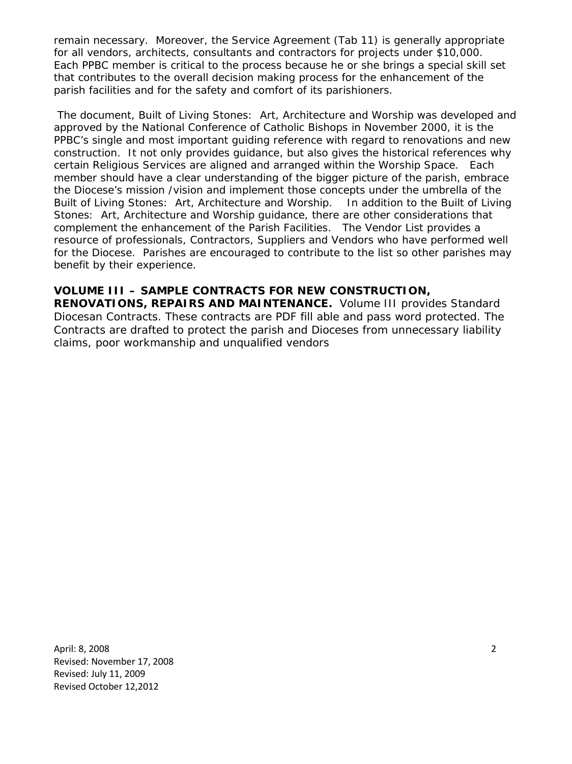remain necessary. Moreover, the Service Agreement (Tab 11) is generally appropriate for all vendors, architects, consultants and contractors for projects under $10,000. Each PPBC member is critical to the process because he or she brings a special skill set that contributes to the overall decision making process for the enhancement of the parish facilities and for the safety and comfort of its parishioners.

The document, Built of Living Stones: Art, Architecture and Worship was developed and approved by the National Conference of Catholic Bishops in November 2000, it is the PPBC's single and most important guiding reference with regard to renovations and new construction. It not only provides guidance, but also gives the historical references why certain Religious Services are aligned and arranged within the Worship Space. Each member should have a clear understanding of the bigger picture of the parish, embrace the Diocese's mission /vision and implement those concepts under the umbrella of the Built of Living Stones: Art, Architecture and Worship. In addition to the Built of Living Stones: Art, Architecture and Worship guidance, there are other considerations that complement the enhancement of the Parish Facilities. The Vendor List provides a resource of professionals, Contractors, Suppliers and Vendors who have performed well for the Diocese. Parishes are encouraged to contribute to the list so other parishes may benefit by their experience.

**VOLUME III – SAMPLE CONTRACTS FOR NEW CONSTRUCTION, RENOVATIONS, REPAIRS AND MAINTENANCE.** Volume III provides Standard Diocesan Contracts. These contracts are PDF fill able and pass word protected. The Contracts are drafted to protect the parish and Dioceses from unnecessary liability claims, poor workmanship and unqualified vendors

April: 8, 2008
Revised: November 17, 2008
Revised: July 11, 2009
Revised October 12,2012